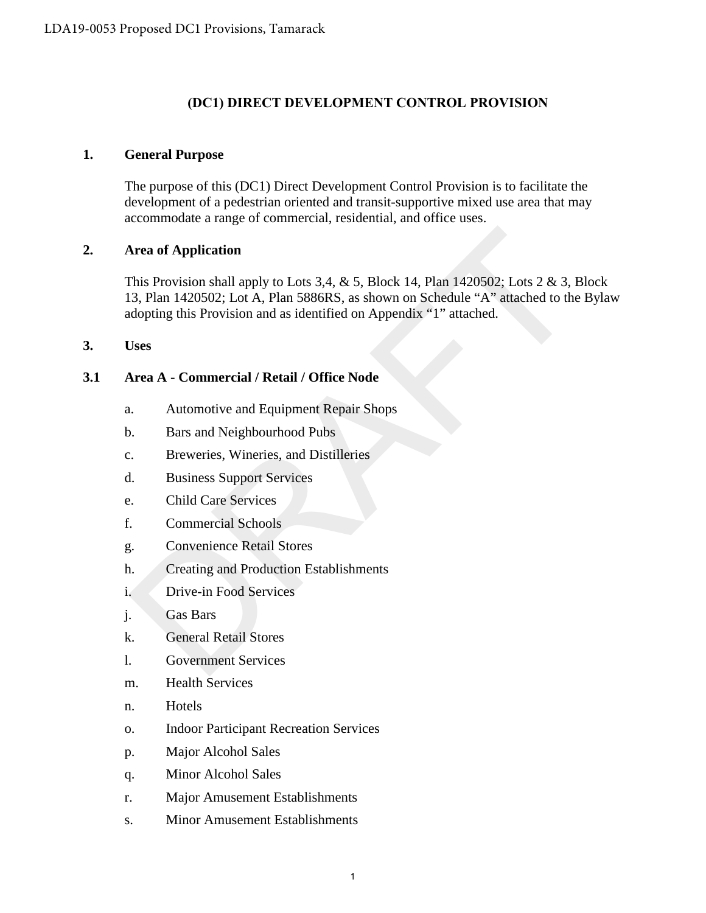# (DC1) DIRECT DEVELOPMENT CONTROL PROVISION

## 1. General Purpose

The purpose of this (DC1) Direct Development Control Provision is to facilitate the development of a pedestrian oriented and transit-supportive mixed use area that may accommodate a range of commercial, residential, and office uses.

## 2. Area of Application

This Provision shall apply to Lots 3,4, & 5, Block 14, Plan 1420502; Lots 2 & 3, Block 13, Plan 1420502; Lot A, Plan 5886RS, as shown on Schedule “A” attached to the Bylaw adopting this Provision and as identified on Appendix “1” attached.

## 3. Uses

### 3.1 Area A - Commercial / Retail / Office Node

a. Automotive and Equipment Repair Shops

b. Bars and Neighbourhood Pubs

c. Breweries, Wineries, and Distilleries

d. Business Support Services

e. Child Care Services

f. Commercial Schools

g. Convenience Retail Stores

h. Creating and Production Establishments

i. Drive-in Food Services

j. Gas Bars

k. General Retail Stores

l. Government Services

m. Health Services

n. Hotels

o. Indoor Participant Recreation Services

p. Major Alcohol Sales

q. Minor Alcohol Sales

r. Major Amusement Establishments

s. Minor Amusement Establishments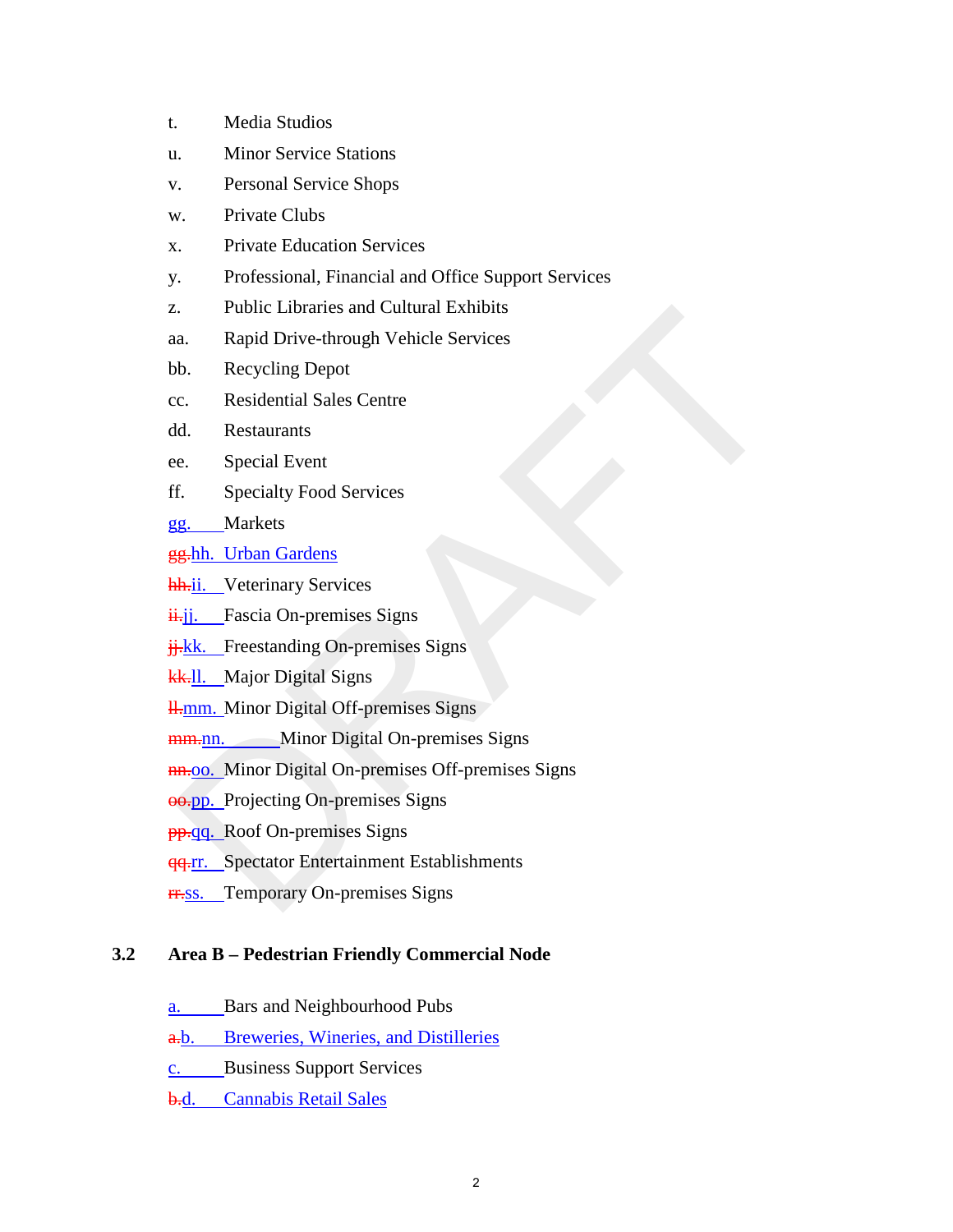t. Media Studios

u. Minor Service Stations

v. Personal Service Shops

w. Private Clubs

x. Private Education Services

y. Professional, Financial and Office Support Services

z. Public Libraries and Cultural Exhibits

aa. Rapid Drive-through Vehicle Services

bb. Recycling Depot

cc. Residential Sales Centre

dd. Restaurants

ee. Special Event

ff. Specialty Food Services

gg. Markets

~~gg.~~hh. Urban Gardens

~~hh.~~ii. Veterinary Services

~~ii.~~jj. Fascia On-premises Signs

~~jj.~~kk. Freestanding On-premises Signs

~~kk.~~ll. Major Digital Signs

~~ll.~~mm. Minor Digital Off-premises Signs

~~mm.~~nn. Minor Digital On-premises Signs

~~nn.~~oo. Minor Digital On-premises Off-premises Signs

~~oo.~~pp. Projecting On-premises Signs

~~pp.~~qq. Roof On-premises Signs

~~qq.~~rr. Spectator Entertainment Establishments

~~rr.~~ss. Temporary On-premises Signs

## 3.2 Area B – Pedestrian Friendly Commercial Node

a. Bars and Neighbourhood Pubs

~~a.~~b. Breweries, Wineries, and Distilleries

c. Business Support Services

~~b.~~d. Cannabis Retail Sales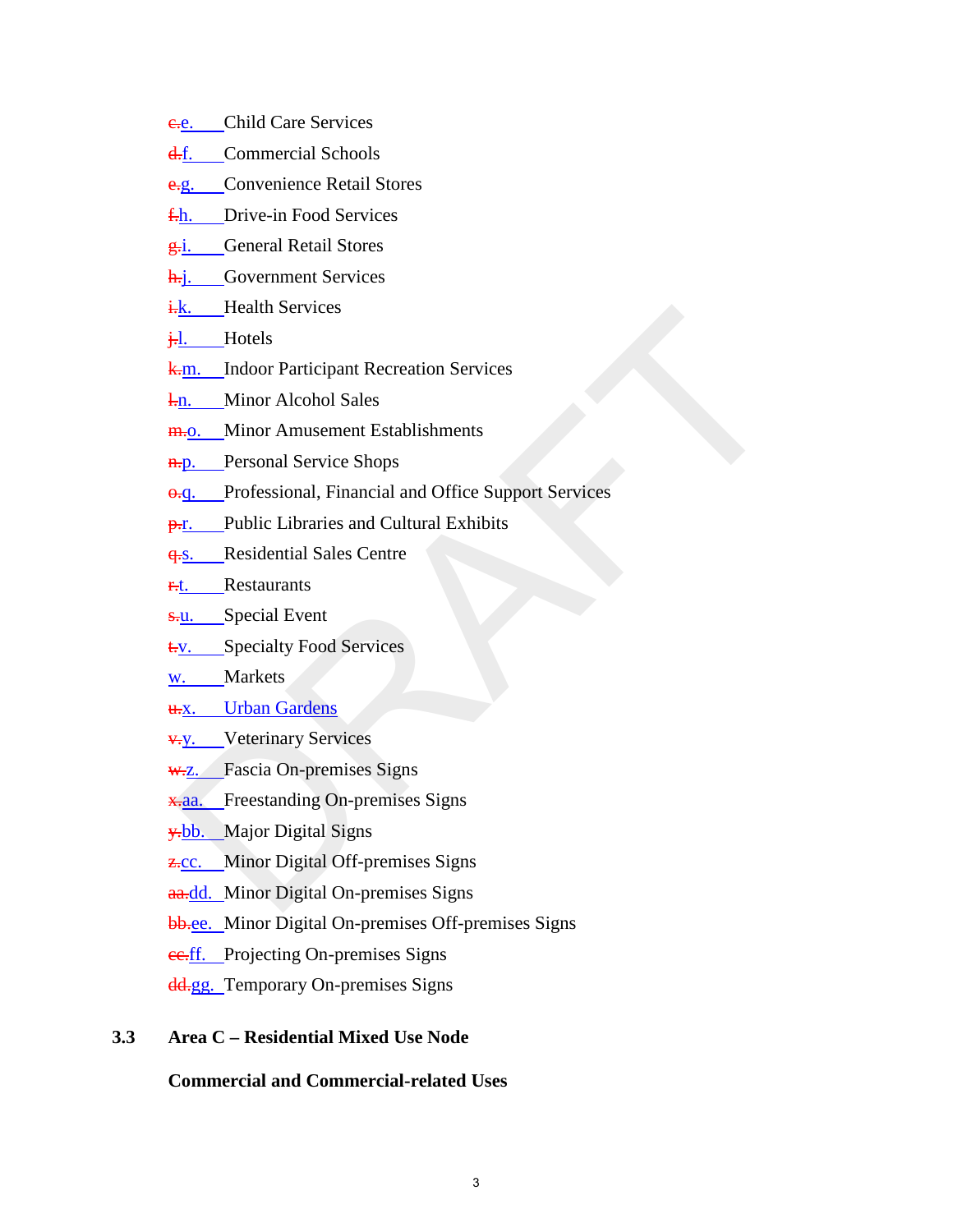~~c.~~e. Child Care Services

~~d.~~f. Commercial Schools

~~e.~~g. Convenience Retail Stores

~~f.~~h. Drive-in Food Services

~~g.~~i. General Retail Stores

~~h.~~j. Government Services

~~i.~~k. Health Services

~~j.~~l. Hotels

~~k.~~m. Indoor Participant Recreation Services

~~l.~~n. Minor Alcohol Sales

~~m.~~o. Minor Amusement Establishments

~~n.~~p. Personal Service Shops

~~o.~~q. Professional, Financial and Office Support Services

~~p.~~r. Public Libraries and Cultural Exhibits

~~q.~~s. Residential Sales Centre

~~r.~~t. Restaurants

~~s.~~u. Special Event

~~t.~~v. Specialty Food Services

w. Markets

~~u.~~x. Urban Gardens

~~v.~~y. Veterinary Services

~~w.~~z. Fascia On-premises Signs

~~x.~~aa. Freestanding On-premises Signs

~~y.~~bb. Major Digital Signs

~~z.~~cc. Minor Digital Off-premises Signs

~~aa.~~dd. Minor Digital On-premises Signs

~~bb.~~ee. Minor Digital On-premises Off-premises Signs

~~cc.~~ff. Projecting On-premises Signs

~~dd.~~gg. Temporary On-premises Signs

## 3.3 Area C – Residential Mixed Use Node

**Commercial and Commercial-related Uses**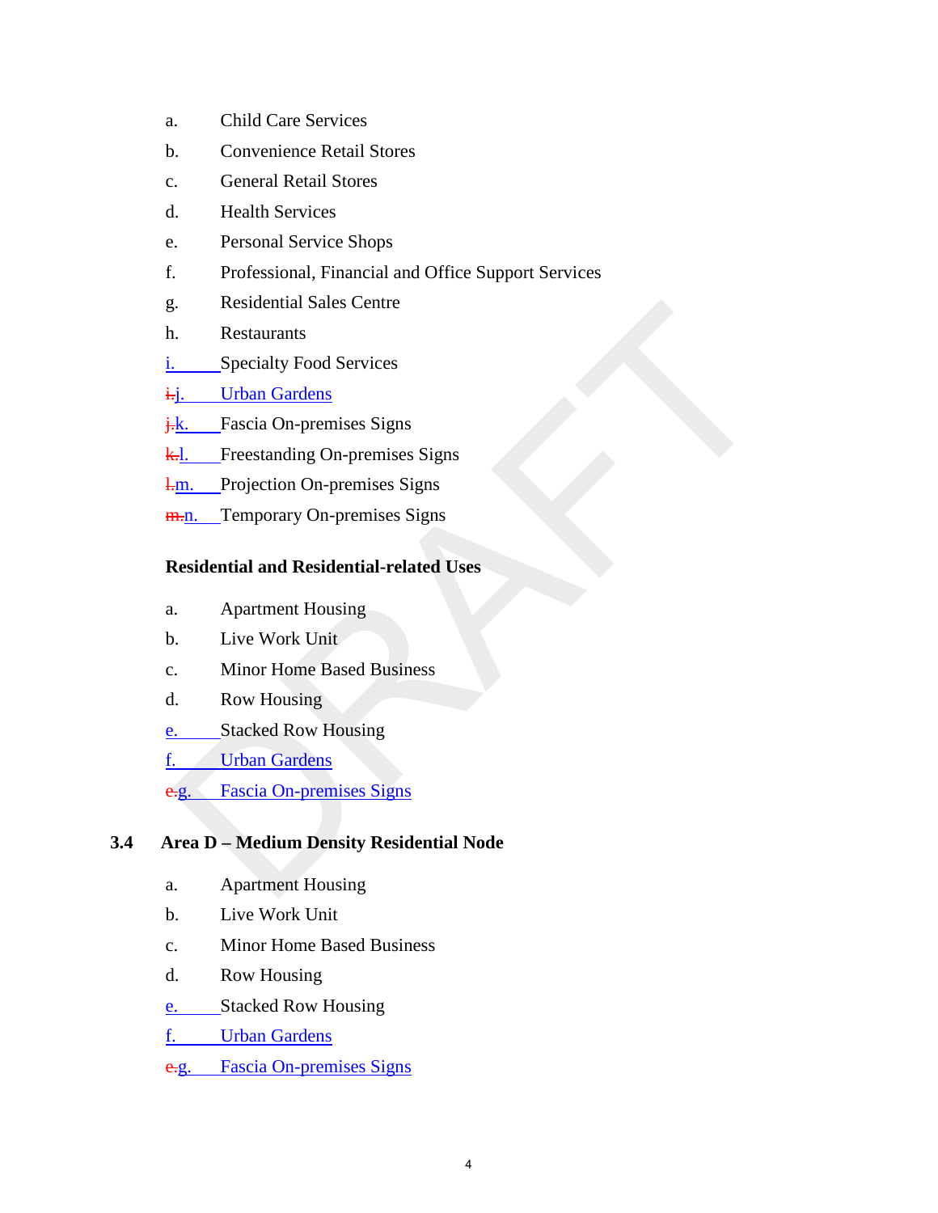a. Child Care Services

b. Convenience Retail Stores

c. General Retail Stores

d. Health Services

e. Personal Service Shops

f. Professional, Financial and Office Support Services

g. Residential Sales Centre

h. Restaurants

i. Specialty Food Services

~~i.~~j. Urban Gardens

~~j.~~k. Fascia On-premises Signs

~~k.~~l. Freestanding On-premises Signs

~~l.~~m. Projection On-premises Signs

~~m.~~n. Temporary On-premises Signs

**Residential and Residential-related Uses**

a. Apartment Housing

b. Live Work Unit

c. Minor Home Based Business

d. Row Housing

e. Stacked Row Housing

f. Urban Gardens

~~e.~~g. Fascia On-premises Signs

## 3.4 Area D – Medium Density Residential Node

a. Apartment Housing

b. Live Work Unit

c. Minor Home Based Business

d. Row Housing

e. Stacked Row Housing

f. Urban Gardens

~~e.~~g. Fascia On-premises Signs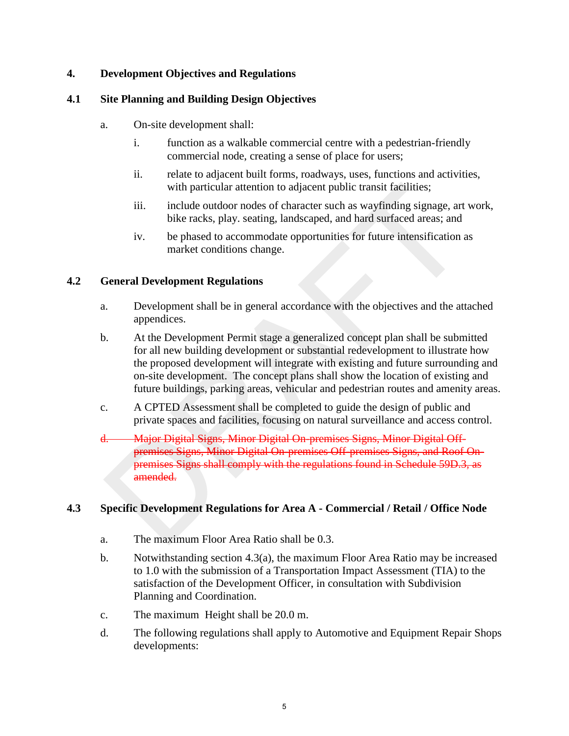## 4. Development Objectives and Regulations

### 4.1 Site Planning and Building Design Objectives

a. On-site development shall:

   i. function as a walkable commercial centre with a pedestrian-friendly commercial node, creating a sense of place for users;

   ii. relate to adjacent built forms, roadways, uses, functions and activities, with particular attention to adjacent public transit facilities;

   iii. include outdoor nodes of character such as wayfinding signage, art work, bike racks, play. seating, landscaped, and hard surfaced areas; and

   iv. be phased to accommodate opportunities for future intensification as market conditions change.

### 4.2 General Development Regulations

a. Development shall be in general accordance with the objectives and the attached appendices.

b. At the Development Permit stage a generalized concept plan shall be submitted for all new building development or substantial redevelopment to illustrate how the proposed development will integrate with existing and future surrounding and on-site development. The concept plans shall show the location of existing and future buildings, parking areas, vehicular and pedestrian routes and amenity areas.

c. A CPTED Assessment shall be completed to guide the design of public and private spaces and facilities, focusing on natural surveillance and access control.

~~d. Major Digital Signs, Minor Digital On-premises Signs, Minor Digital Off-premises Signs, Minor Digital On-premises Off-premises Signs, and Roof On-premises Signs shall comply with the regulations found in Schedule 59D.3, as amended.~~

### 4.3 Specific Development Regulations for Area A - Commercial / Retail / Office Node

a. The maximum Floor Area Ratio shall be 0.3.

b. Notwithstanding section 4.3(a), the maximum Floor Area Ratio may be increased to 1.0 with the submission of a Transportation Impact Assessment (TIA) to the satisfaction of the Development Officer, in consultation with Subdivision Planning and Coordination.

c. The maximum Height shall be 20.0 m.

d. The following regulations shall apply to Automotive and Equipment Repair Shops developments: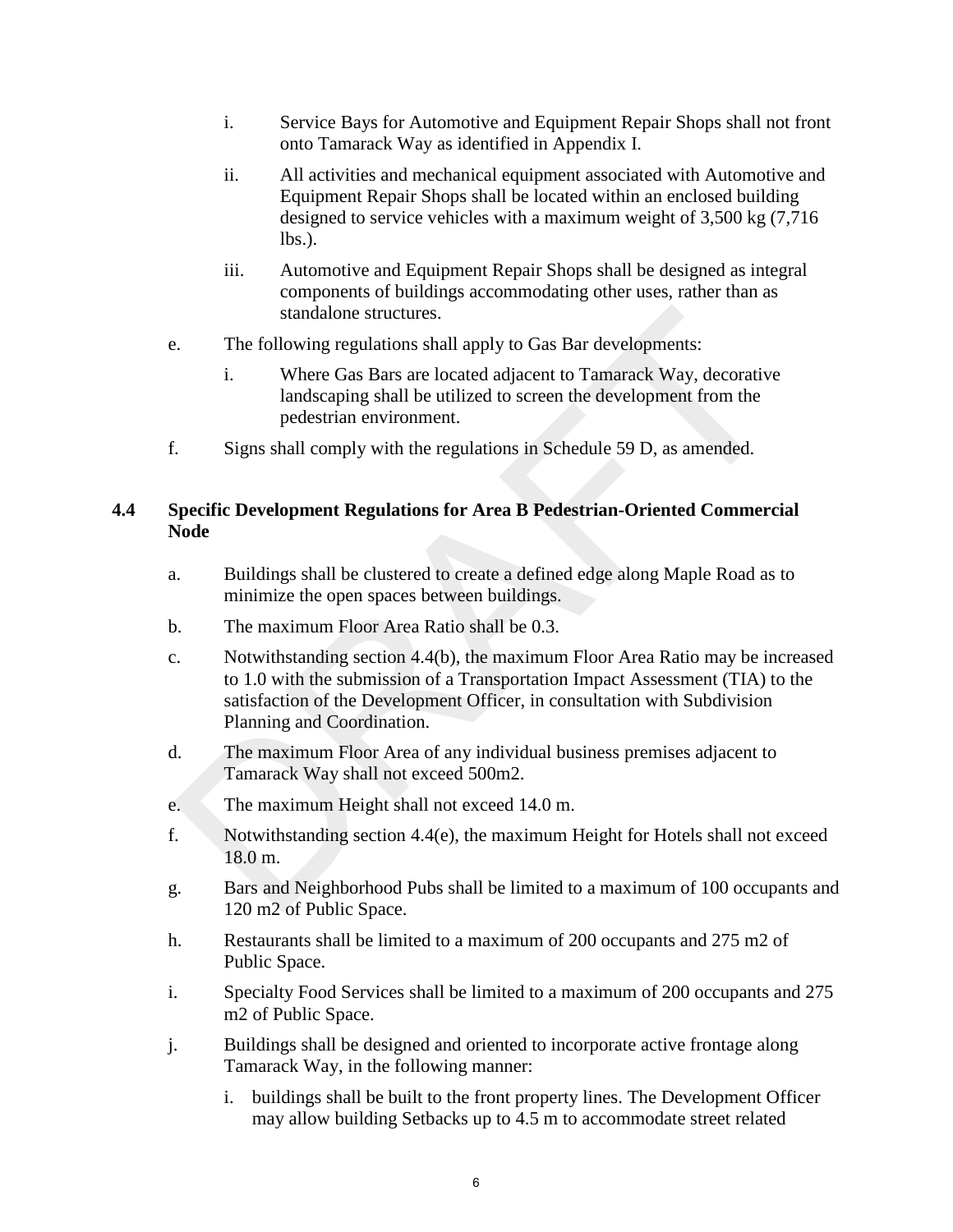i. Service Bays for Automotive and Equipment Repair Shops shall not front onto Tamarack Way as identified in Appendix I.

ii. All activities and mechanical equipment associated with Automotive and Equipment Repair Shops shall be located within an enclosed building designed to service vehicles with a maximum weight of 3,500 kg (7,716 lbs.).

iii. Automotive and Equipment Repair Shops shall be designed as integral components of buildings accommodating other uses, rather than as standalone structures.

e. The following regulations shall apply to Gas Bar developments:

   i. Where Gas Bars are located adjacent to Tamarack Way, decorative landscaping shall be utilized to screen the development from the pedestrian environment.

f. Signs shall comply with the regulations in Schedule 59 D, as amended.

### 4.4 Specific Development Regulations for Area B Pedestrian-Oriented Commercial Node

a. Buildings shall be clustered to create a defined edge along Maple Road as to minimize the open spaces between buildings.

b. The maximum Floor Area Ratio shall be 0.3.

c. Notwithstanding section 4.4(b), the maximum Floor Area Ratio may be increased to 1.0 with the submission of a Transportation Impact Assessment (TIA) to the satisfaction of the Development Officer, in consultation with Subdivision Planning and Coordination.

d. The maximum Floor Area of any individual business premises adjacent to Tamarack Way shall not exceed 500m2.

e. The maximum Height shall not exceed 14.0 m.

f. Notwithstanding section 4.4(e), the maximum Height for Hotels shall not exceed 18.0 m.

g. Bars and Neighborhood Pubs shall be limited to a maximum of 100 occupants and 120 m2 of Public Space.

h. Restaurants shall be limited to a maximum of 200 occupants and 275 m2 of Public Space.

i. Specialty Food Services shall be limited to a maximum of 200 occupants and 275 m2 of Public Space.

j. Buildings shall be designed and oriented to incorporate active frontage along Tamarack Way, in the following manner:

   i. buildings shall be built to the front property lines. The Development Officer may allow building Setbacks up to 4.5 m to accommodate street related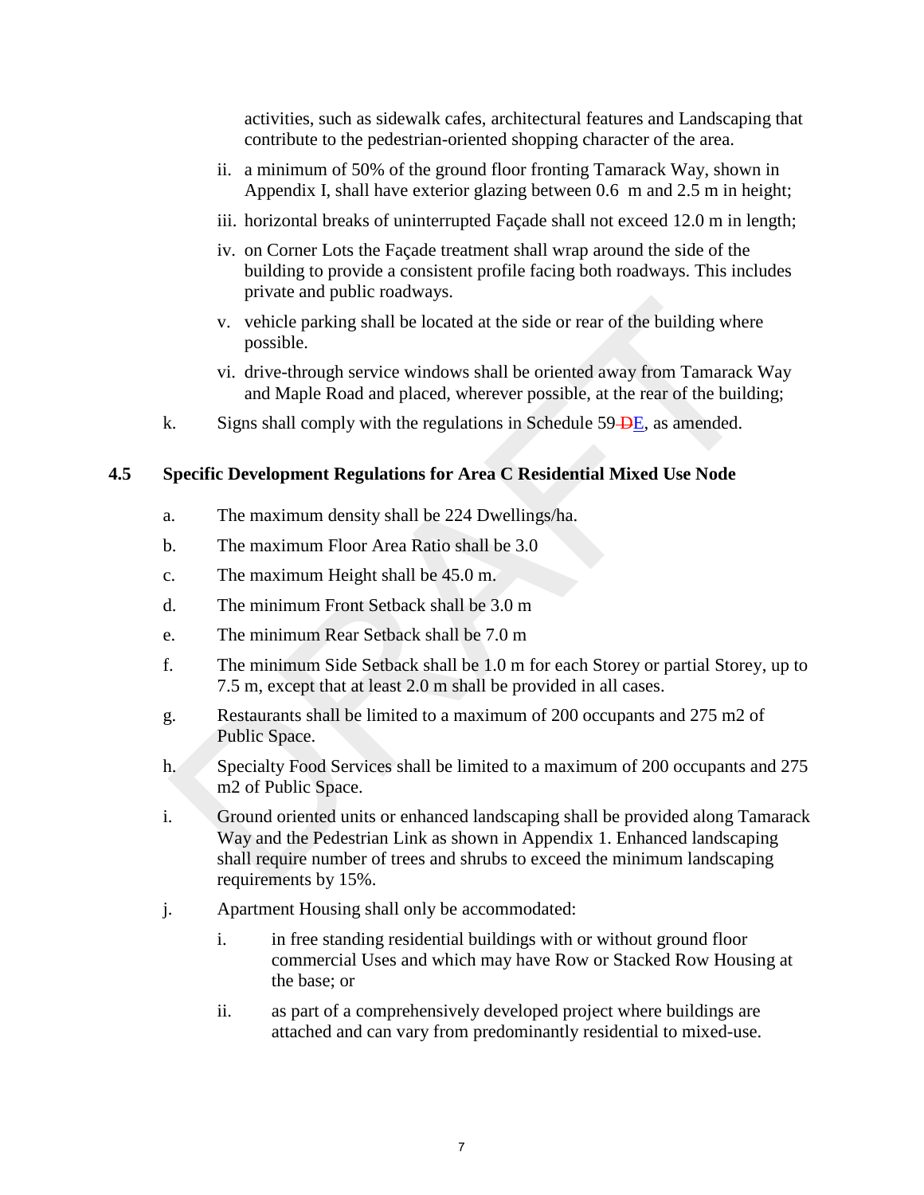activities, such as sidewalk cafes, architectural features and Landscaping that contribute to the pedestrian-oriented shopping character of the area.

ii. a minimum of 50% of the ground floor fronting Tamarack Way, shown in Appendix I, shall have exterior glazing between 0.6 m and 2.5 m in height;

iii. horizontal breaks of uninterrupted Façade shall not exceed 12.0 m in length;

iv. on Corner Lots the Façade treatment shall wrap around the side of the building to provide a consistent profile facing both roadways. This includes private and public roadways.

v. vehicle parking shall be located at the side or rear of the building where possible.

vi. drive-through service windows shall be oriented away from Tamarack Way and Maple Road and placed, wherever possible, at the rear of the building;

k. Signs shall comply with the regulations in Schedule 59 ~~D~~E, as amended.

## 4.5 Specific Development Regulations for Area C Residential Mixed Use Node

a. The maximum density shall be 224 Dwellings/ha.

b. The maximum Floor Area Ratio shall be 3.0

c. The maximum Height shall be 45.0 m.

d. The minimum Front Setback shall be 3.0 m

e. The minimum Rear Setback shall be 7.0 m

f. The minimum Side Setback shall be 1.0 m for each Storey or partial Storey, up to 7.5 m, except that at least 2.0 m shall be provided in all cases.

g. Restaurants shall be limited to a maximum of 200 occupants and 275 m2 of Public Space.

h. Specialty Food Services shall be limited to a maximum of 200 occupants and 275 m2 of Public Space.

i. Ground oriented units or enhanced landscaping shall be provided along Tamarack Way and the Pedestrian Link as shown in Appendix 1. Enhanced landscaping shall require number of trees and shrubs to exceed the minimum landscaping requirements by 15%.

j. Apartment Housing shall only be accommodated:

  i. in free standing residential buildings with or without ground floor commercial Uses and which may have Row or Stacked Row Housing at the base; or

  ii. as part of a comprehensively developed project where buildings are attached and can vary from predominantly residential to mixed-use.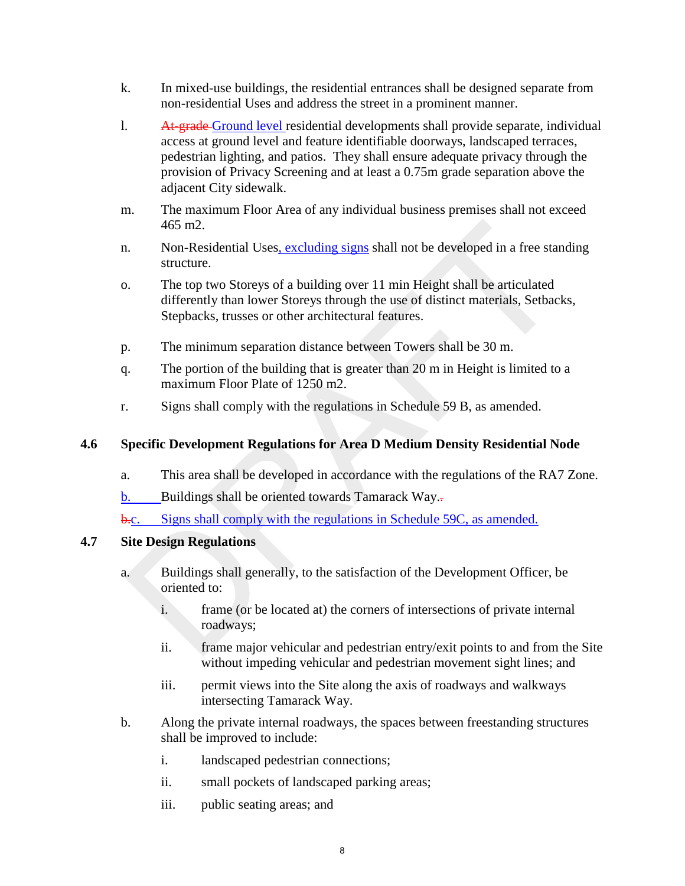k. In mixed-use buildings, the residential entrances shall be designed separate from non-residential Uses and address the street in a prominent manner.

l. ~~At-grade~~ Ground level residential developments shall provide separate, individual access at ground level and feature identifiable doorways, landscaped terraces, pedestrian lighting, and patios. They shall ensure adequate privacy through the provision of Privacy Screening and at least a 0.75m grade separation above the adjacent City sidewalk.

m. The maximum Floor Area of any individual business premises shall not exceed 465 m2.

n. Non-Residential Uses, excluding signs shall not be developed in a free standing structure.

o. The top two Storeys of a building over 11 min Height shall be articulated differently than lower Storeys through the use of distinct materials, Setbacks, Stepbacks, trusses or other architectural features.

p. The minimum separation distance between Towers shall be 30 m.

q. The portion of the building that is greater than 20 m in Height is limited to a maximum Floor Plate of 1250 m2.

r. Signs shall comply with the regulations in Schedule 59 B, as amended.

### 4.6 Specific Development Regulations for Area D Medium Density Residential Node

a. This area shall be developed in accordance with the regulations of the RA7 Zone.

b. Buildings shall be oriented towards Tamarack Way.~~.~~

~~b.~~c. Signs shall comply with the regulations in Schedule 59C, as amended.

### 4.7 Site Design Regulations

a. Buildings shall generally, to the satisfaction of the Development Officer, be oriented to:

   i. frame (or be located at) the corners of intersections of private internal roadways;

   ii. frame major vehicular and pedestrian entry/exit points to and from the Site without impeding vehicular and pedestrian movement sight lines; and

   iii. permit views into the Site along the axis of roadways and walkways intersecting Tamarack Way.

b. Along the private internal roadways, the spaces between freestanding structures shall be improved to include:

   i. landscaped pedestrian connections;

   ii. small pockets of landscaped parking areas;

   iii. public seating areas; and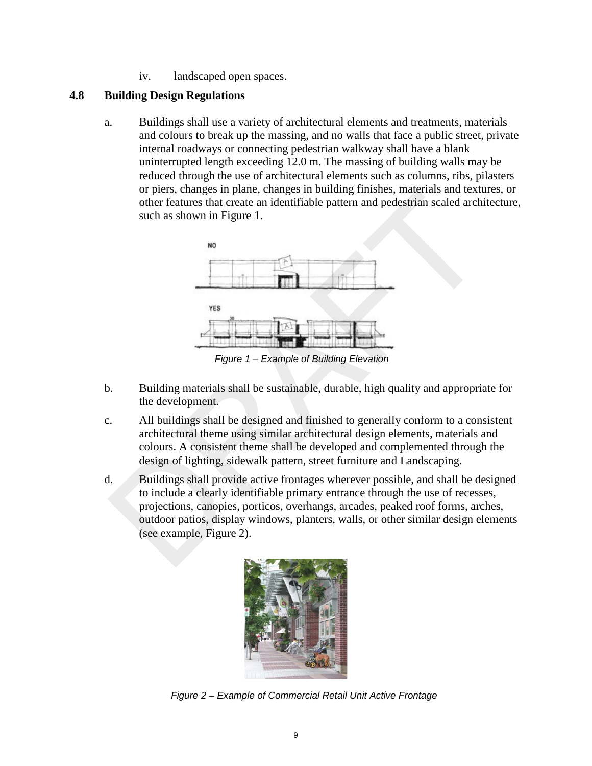iv. landscaped open spaces.

## 4.8 Building Design Regulations

a. Buildings shall use a variety of architectural elements and treatments, materials and colours to break up the massing, and no walls that face a public street, private internal roadways or connecting pedestrian walkway shall have a blank uninterrupted length exceeding 12.0 m. The massing of building walls may be reduced through the use of architectural elements such as columns, ribs, pilasters or piers, changes in plane, changes in building finishes, materials and textures, or other features that create an identifiable pattern and pedestrian scaled architecture, such as shown in Figure 1.

*Figure 1 – Example of Building Elevation*

b. Building materials shall be sustainable, durable, high quality and appropriate for the development.

c. All buildings shall be designed and finished to generally conform to a consistent architectural theme using similar architectural design elements, materials and colours. A consistent theme shall be developed and complemented through the design of lighting, sidewalk pattern, street furniture and Landscaping.

d. Buildings shall provide active frontages wherever possible, and shall be designed to include a clearly identifiable primary entrance through the use of recesses, projections, canopies, porticos, overhangs, arcades, peaked roof forms, arches, outdoor patios, display windows, planters, walls, or other similar design elements (see example, Figure 2).

*Figure 2 – Example of Commercial Retail Unit Active Frontage*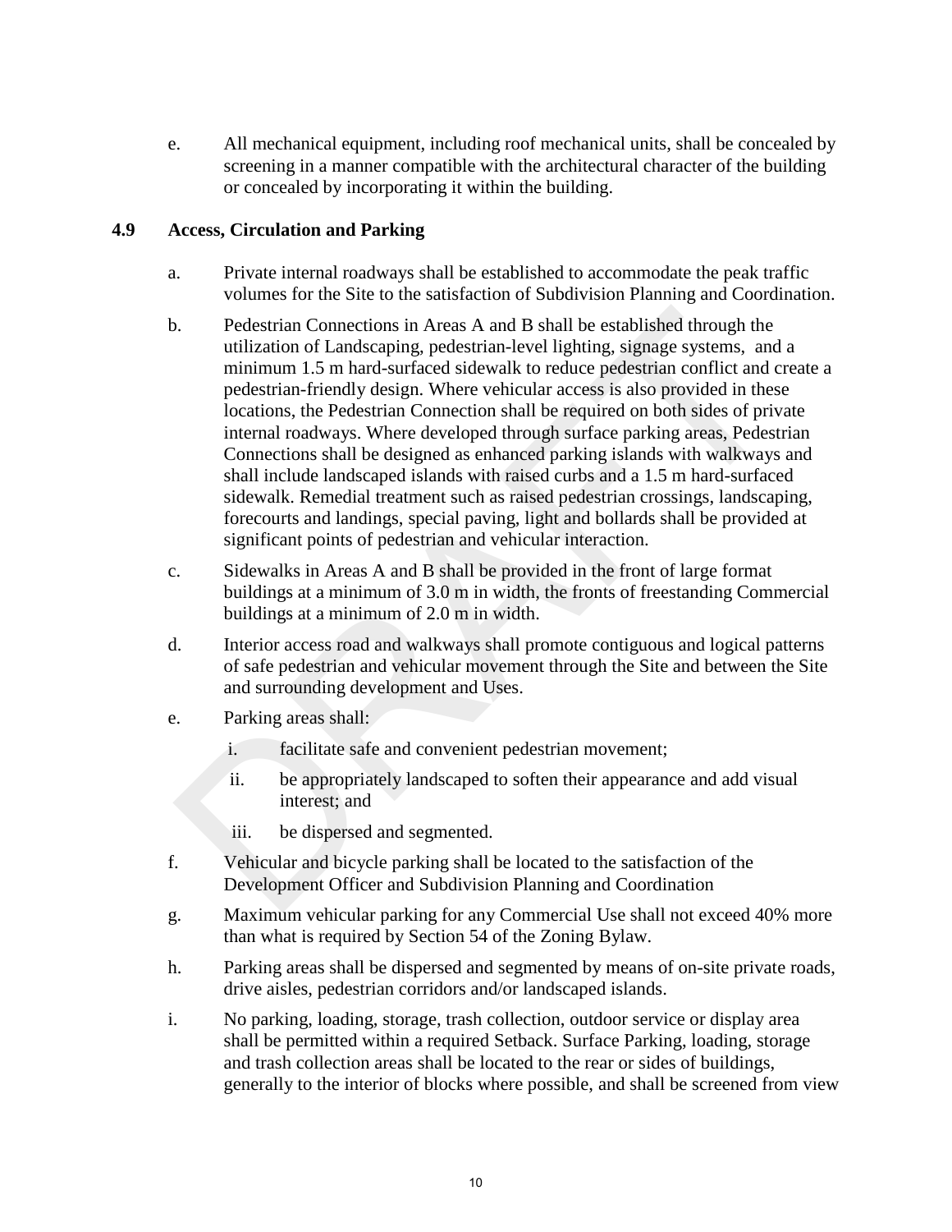e. All mechanical equipment, including roof mechanical units, shall be concealed by screening in a manner compatible with the architectural character of the building or concealed by incorporating it within the building.

### 4.9 Access, Circulation and Parking

a. Private internal roadways shall be established to accommodate the peak traffic volumes for the Site to the satisfaction of Subdivision Planning and Coordination.

b. Pedestrian Connections in Areas A and B shall be established through the utilization of Landscaping, pedestrian-level lighting, signage systems, and a minimum 1.5 m hard-surfaced sidewalk to reduce pedestrian conflict and create a pedestrian-friendly design. Where vehicular access is also provided in these locations, the Pedestrian Connection shall be required on both sides of private internal roadways. Where developed through surface parking areas, Pedestrian Connections shall be designed as enhanced parking islands with walkways and shall include landscaped islands with raised curbs and a 1.5 m hard-surfaced sidewalk. Remedial treatment such as raised pedestrian crossings, landscaping, forecourts and landings, special paving, light and bollards shall be provided at significant points of pedestrian and vehicular interaction.

c. Sidewalks in Areas A and B shall be provided in the front of large format buildings at a minimum of 3.0 m in width, the fronts of freestanding Commercial buildings at a minimum of 2.0 m in width.

d. Interior access road and walkways shall promote contiguous and logical patterns of safe pedestrian and vehicular movement through the Site and between the Site and surrounding development and Uses.

e. Parking areas shall:

   i. facilitate safe and convenient pedestrian movement;

   ii. be appropriately landscaped to soften their appearance and add visual interest; and

   iii. be dispersed and segmented.

f. Vehicular and bicycle parking shall be located to the satisfaction of the Development Officer and Subdivision Planning and Coordination

g. Maximum vehicular parking for any Commercial Use shall not exceed 40% more than what is required by Section 54 of the Zoning Bylaw.

h. Parking areas shall be dispersed and segmented by means of on-site private roads, drive aisles, pedestrian corridors and/or landscaped islands.

i. No parking, loading, storage, trash collection, outdoor service or display area shall be permitted within a required Setback. Surface Parking, loading, storage and trash collection areas shall be located to the rear or sides of buildings, generally to the interior of blocks where possible, and shall be screened from view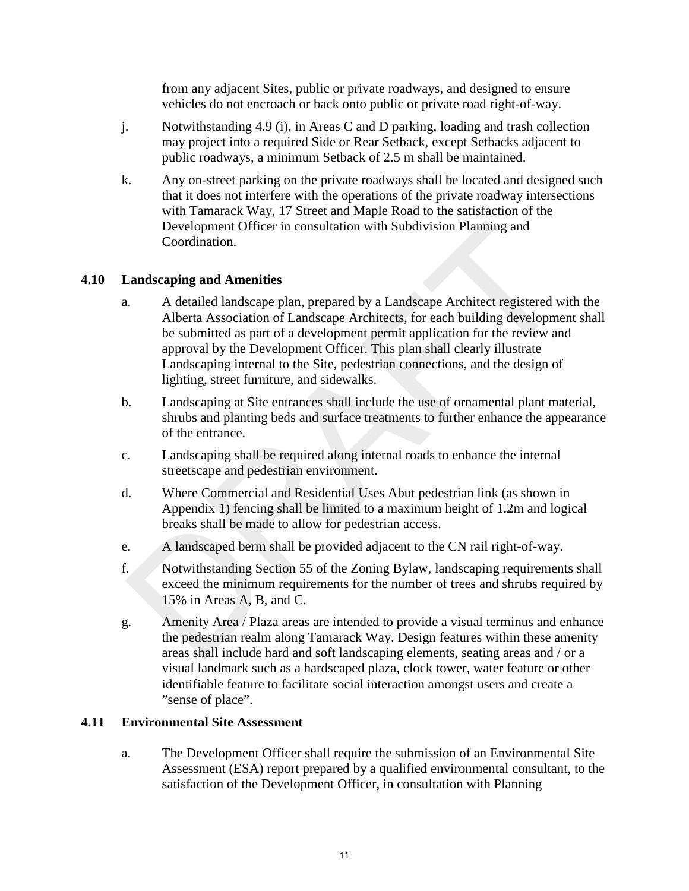from any adjacent Sites, public or private roadways, and designed to ensure vehicles do not encroach or back onto public or private road right-of-way.

j. Notwithstanding 4.9 (i), in Areas C and D parking, loading and trash collection may project into a required Side or Rear Setback, except Setbacks adjacent to public roadways, a minimum Setback of 2.5 m shall be maintained.

k. Any on-street parking on the private roadways shall be located and designed such that it does not interfere with the operations of the private roadway intersections with Tamarack Way, 17 Street and Maple Road to the satisfaction of the Development Officer in consultation with Subdivision Planning and Coordination.

## 4.10 Landscaping and Amenities

a. A detailed landscape plan, prepared by a Landscape Architect registered with the Alberta Association of Landscape Architects, for each building development shall be submitted as part of a development permit application for the review and approval by the Development Officer. This plan shall clearly illustrate Landscaping internal to the Site, pedestrian connections, and the design of lighting, street furniture, and sidewalks.

b. Landscaping at Site entrances shall include the use of ornamental plant material, shrubs and planting beds and surface treatments to further enhance the appearance of the entrance.

c. Landscaping shall be required along internal roads to enhance the internal streetscape and pedestrian environment.

d. Where Commercial and Residential Uses Abut pedestrian link (as shown in Appendix 1) fencing shall be limited to a maximum height of 1.2m and logical breaks shall be made to allow for pedestrian access.

e. A landscaped berm shall be provided adjacent to the CN rail right-of-way.

f. Notwithstanding Section 55 of the Zoning Bylaw, landscaping requirements shall exceed the minimum requirements for the number of trees and shrubs required by 15% in Areas A, B, and C.

g. Amenity Area / Plaza areas are intended to provide a visual terminus and enhance the pedestrian realm along Tamarack Way. Design features within these amenity areas shall include hard and soft landscaping elements, seating areas and / or a visual landmark such as a hardscaped plaza, clock tower, water feature or other identifiable feature to facilitate social interaction amongst users and create a "sense of place".

## 4.11 Environmental Site Assessment

a. The Development Officer shall require the submission of an Environmental Site Assessment (ESA) report prepared by a qualified environmental consultant, to the satisfaction of the Development Officer, in consultation with Planning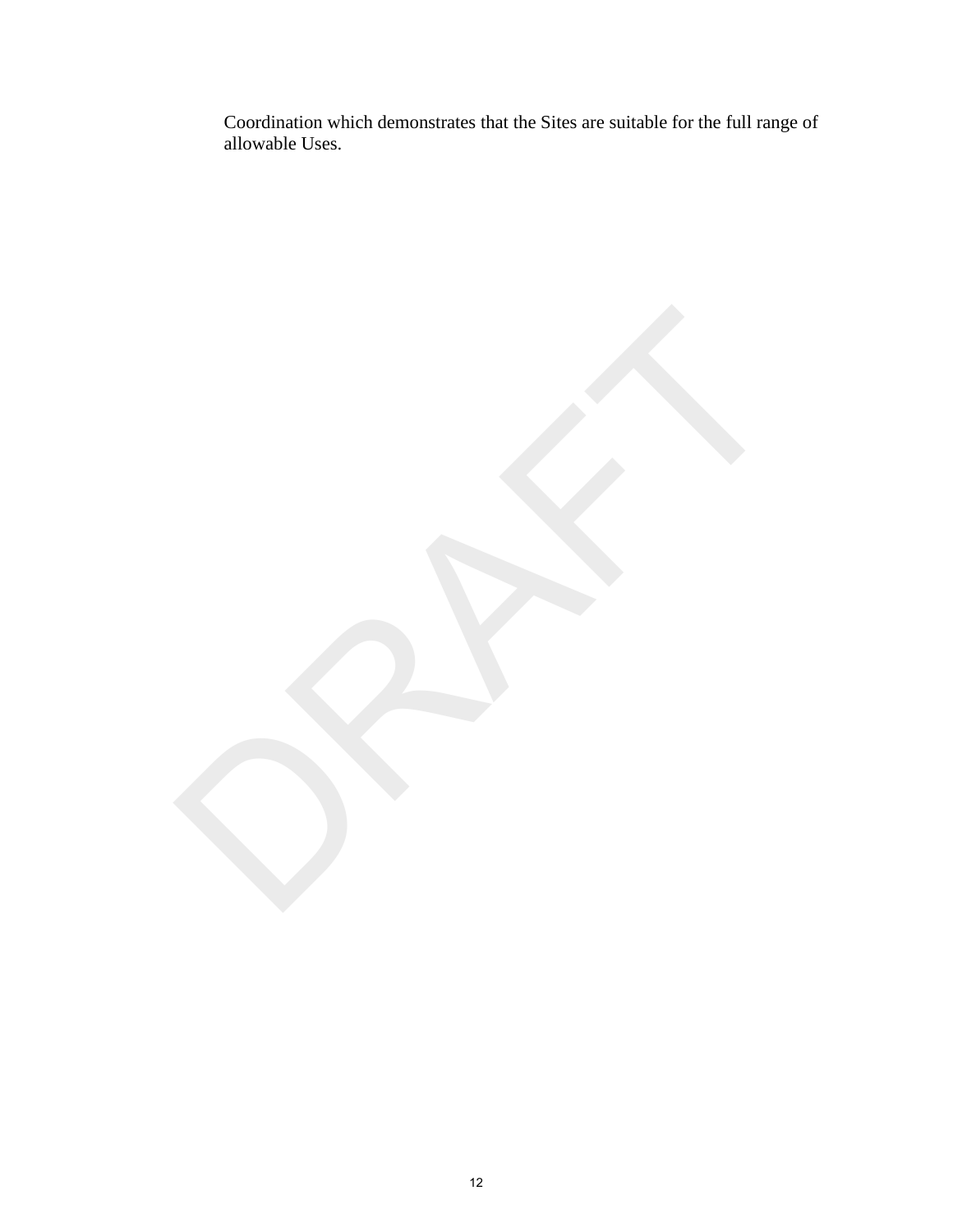Coordination which demonstrates that the Sites are suitable for the full range of allowable Uses.